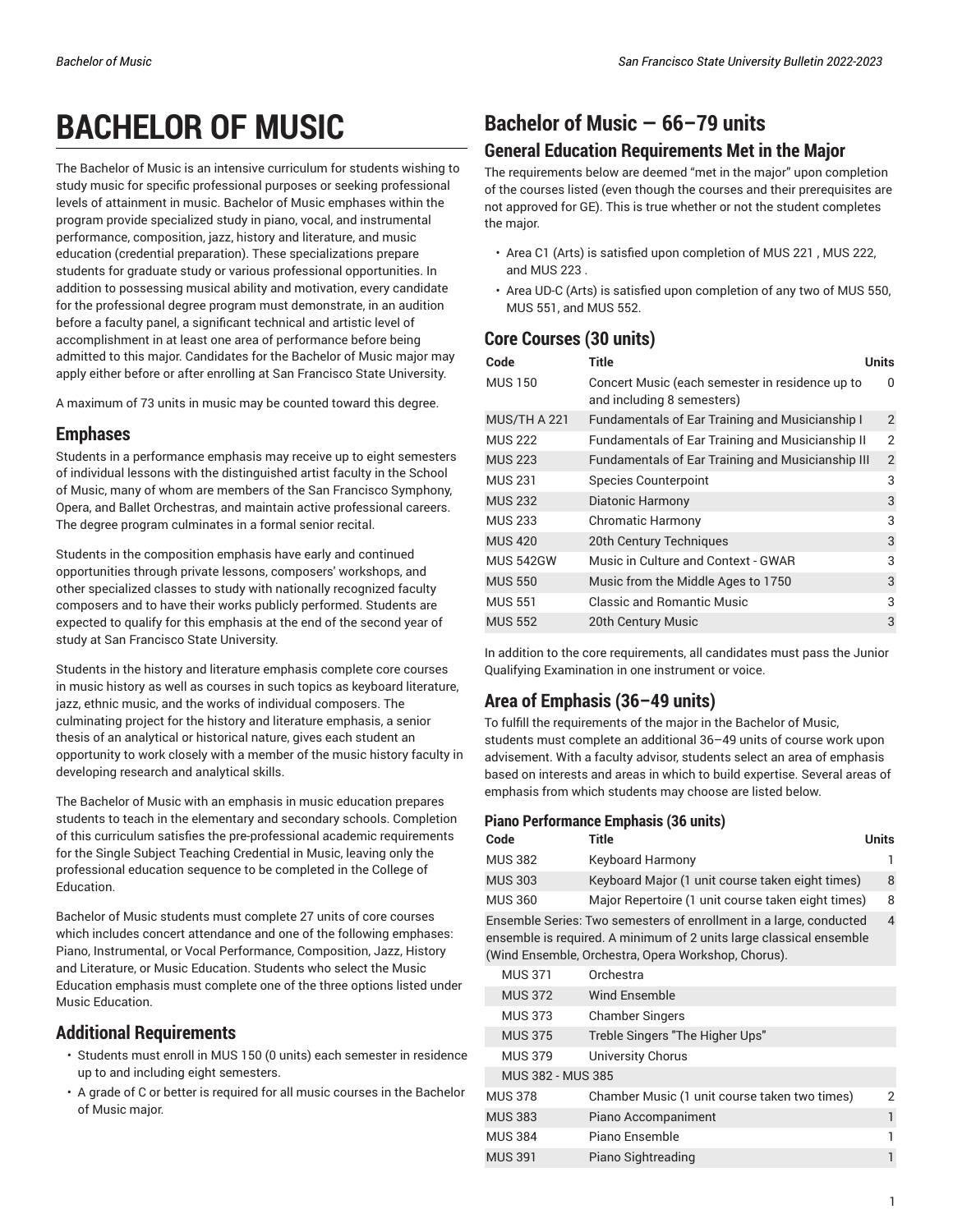# BACHELOR OF MUSIC

The Bachelor of Music is an intensive curriculum for students wishing to study music for specific professional purposes or seeking professional levels of attainment in music. Bachelor of Music emphases within the program provide specialized study in piano, vocal, and instrumental performance, composition, jazz, history and literature, and music education (credential preparation). These specializations prepare students for graduate study or various professional opportunities. In addition to possessing musical ability and motivation, every candidate for the professional degree program must demonstrate, in an audition before a faculty panel, a significant technical and artistic level of accomplishment in at least one area of performance before being admitted to this major. Candidates for the Bachelor of Music major may apply either before or after enrolling at San Francisco State University.

A maximum of 73 units in music may be counted toward this degree.

## Emphases

Students in a performance emphasis may receive up to eight semesters of individual lessons with the distinguished artist faculty in the School of Music, many of whom are members of the San Francisco Symphony, Opera, and Ballet Orchestras, and maintain active professional careers. The degree program culminates in a formal senior recital.

Students in the composition emphasis have early and continued opportunities through private lessons, composers' workshops, and other specialized classes to study with nationally recognized faculty composers and to have their works publicly performed. Students are expected to qualify for this emphasis at the end of the second year of study at San Francisco State University.

Students in the history and literature emphasis complete core courses in music history as well as courses in such topics as keyboard literature, jazz, ethnic music, and the works of individual composers. The culminating project for the history and literature emphasis, a senior thesis of an analytical or historical nature, gives each student an opportunity to work closely with a member of the music history faculty in developing research and analytical skills.

The Bachelor of Music with an emphasis in music education prepares students to teach in the elementary and secondary schools. Completion of this curriculum satisfies the pre-professional academic requirements for the Single Subject Teaching Credential in Music, leaving only the professional education sequence to be completed in the College of Education.

Bachelor of Music students must complete 27 units of core courses which includes concert attendance and one of the following emphases: Piano, Instrumental, or Vocal Performance, Composition, Jazz, History and Literature, or Music Education. Students who select the Music Education emphasis must complete one of the three options listed under Music Education.

## Additional Requirements

- Students must enroll in MUS 150 (0 units) each semester in residence up to and including eight semesters.
- A grade of C or better is required for all music courses in the Bachelor of Music major.

## Bachelor of Music — 66–79 units

### General Education Requirements Met in the Major

The requirements below are deemed "met in the major" upon completion of the courses listed (even though the courses and their prerequisites are not approved for GE). This is true whether or not the student completes the major.

- Area C1 (Arts) is satisfied upon completion of MUS 221 , MUS 222, and MUS 223 .
- Area UD-C (Arts) is satisfied upon completion of any two of MUS 550, MUS 551, and MUS 552.

### Core Courses (30 units)

| Code | Title | Units |
|---|---|---|
| MUS 150 | Concert Music (each semester in residence up to and including 8 semesters) | 0 |
| MUS/TH A 221 | Fundamentals of Ear Training and Musicianship I | 2 |
| MUS 222 | Fundamentals of Ear Training and Musicianship II | 2 |
| MUS 223 | Fundamentals of Ear Training and Musicianship III | 2 |
| MUS 231 | Species Counterpoint | 3 |
| MUS 232 | Diatonic Harmony | 3 |
| MUS 233 | Chromatic Harmony | 3 |
| MUS 420 | 20th Century Techniques | 3 |
| MUS 542GW | Music in Culture and Context - GWAR | 3 |
| MUS 550 | Music from the Middle Ages to 1750 | 3 |
| MUS 551 | Classic and Romantic Music | 3 |
| MUS 552 | 20th Century Music | 3 |

In addition to the core requirements, all candidates must pass the Junior Qualifying Examination in one instrument or voice.

### Area of Emphasis (36–49 units)

To fulfill the requirements of the major in the Bachelor of Music, students must complete an additional 36–49 units of course work upon advisement. With a faculty advisor, students select an area of emphasis based on interests and areas in which to build expertise. Several areas of emphasis from which students may choose are listed below.

#### Piano Performance Emphasis (36 units)

| Code | Title | Units |
|---|---|---|
| MUS 382 | Keyboard Harmony | 1 |
| MUS 303 | Keyboard Major (1 unit course taken eight times) | 8 |
| MUS 360 | Major Repertoire (1 unit course taken eight times) | 8 |
| Ensemble Series: Two semesters of enrollment in a large, conducted ensemble is required. A minimum of 2 units large classical ensemble (Wind Ensemble, Orchestra, Opera Workshop, Chorus). | | 4 |
| MUS 371 | Orchestra | |
| MUS 372 | Wind Ensemble | |
| MUS 373 | Chamber Singers | |
| MUS 375 | Treble Singers "The Higher Ups" | |
| MUS 379 | University Chorus | |
| MUS 382 - MUS 385 | | |
| MUS 378 | Chamber Music (1 unit course taken two times) | 2 |
| MUS 383 | Piano Accompaniment | 1 |
| MUS 384 | Piano Ensemble | 1 |
| MUS 391 | Piano Sightreading | 1 |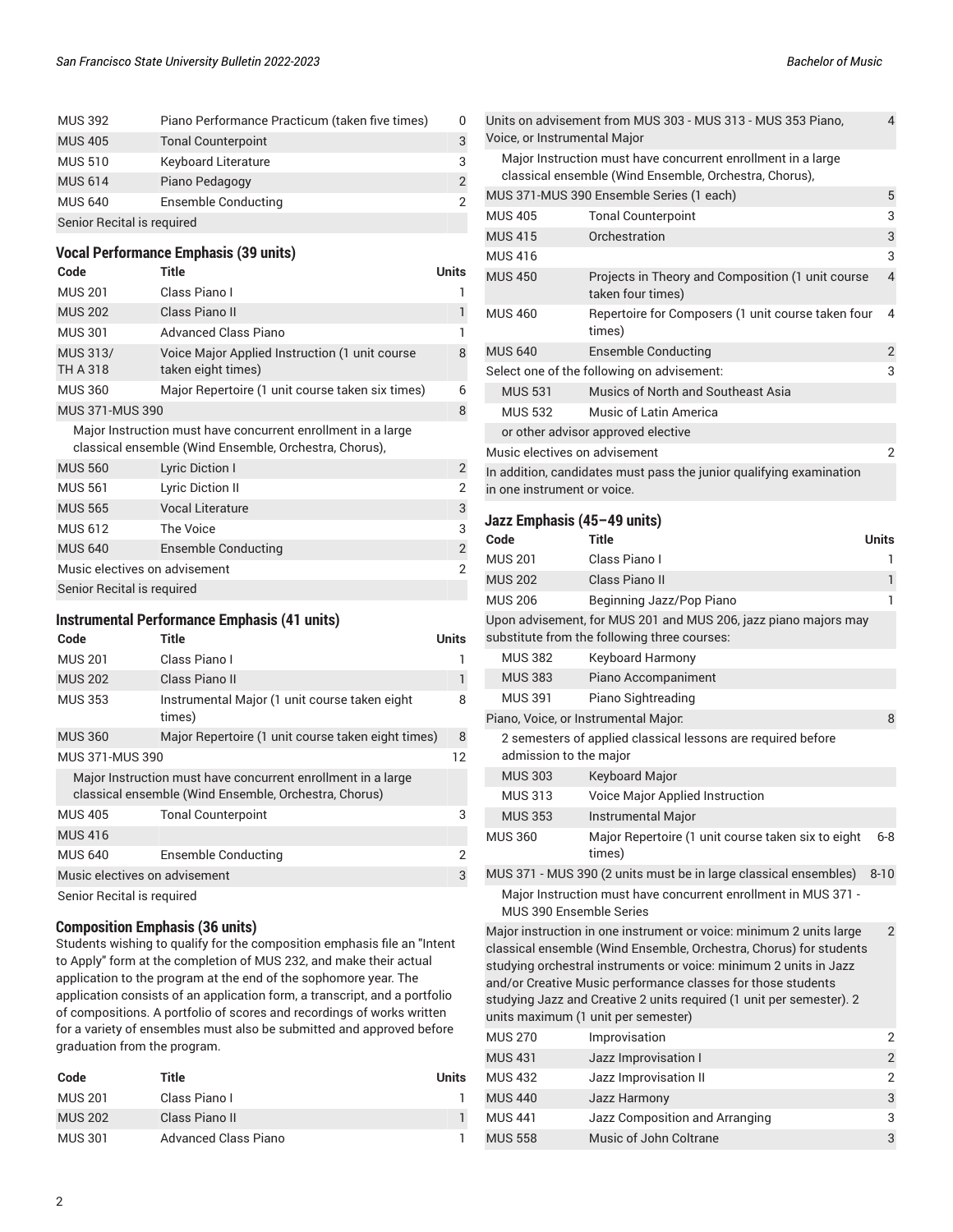| | | |
|---|---|---|
| MUS 392 | Piano Performance Practicum (taken five times) | 0 |
| MUS 405 | Tonal Counterpoint | 3 |
| MUS 510 | Keyboard Literature | 3 |
| MUS 614 | Piano Pedagogy | 2 |
| MUS 640 | Ensemble Conducting | 2 |
| Senior Recital is required | | |

### Vocal Performance Emphasis (39 units)

| Code | Title | Units |
|---|---|---|
| MUS 201 | Class Piano I | 1 |
| MUS 202 | Class Piano II | 1 |
| MUS 301 | Advanced Class Piano | 1 |
| MUS 313/ TH A 318 | Voice Major Applied Instruction (1 unit course taken eight times) | 8 |
| MUS 360 | Major Repertoire (1 unit course taken six times) | 6 |
| MUS 371-MUS 390 | | 8 |
| Major Instruction must have concurrent enrollment in a large classical ensemble (Wind Ensemble, Orchestra, Chorus), | | |
| MUS 560 | Lyric Diction I | 2 |
| MUS 561 | Lyric Diction II | 2 |
| MUS 565 | Vocal Literature | 3 |
| MUS 612 | The Voice | 3 |
| MUS 640 | Ensemble Conducting | 2 |
| Music electives on advisement | | 2 |
| Senior Recital is required | | |

### Instrumental Performance Emphasis (41 units)

| Code | Title | Units |
|---|---|---|
| MUS 201 | Class Piano I | 1 |
| MUS 202 | Class Piano II | 1 |
| MUS 353 | Instrumental Major (1 unit course taken eight times) | 8 |
| MUS 360 | Major Repertoire (1 unit course taken eight times) | 8 |
| MUS 371-MUS 390 | | 12 |
| Major Instruction must have concurrent enrollment in a large classical ensemble (Wind Ensemble, Orchestra, Chorus) | | |
| MUS 405 | Tonal Counterpoint | 3 |
| MUS 416 | | |
| MUS 640 | Ensemble Conducting | 2 |
| Music electives on advisement | | 3 |
| Senior Recital is required | | |

### Composition Emphasis (36 units)

Students wishing to qualify for the composition emphasis file an "Intent to Apply" form at the completion of MUS 232, and make their actual application to the program at the end of the sophomore year. The application consists of an application form, a transcript, and a portfolio of compositions. A portfolio of scores and recordings of works written for a variety of ensembles must also be submitted and approved before graduation from the program.

| Code | Title | Units |
|---|---|---|
| MUS 201 | Class Piano I | 1 |
| MUS 202 | Class Piano II | 1 |
| MUS 301 | Advanced Class Piano | 1 |
| Units on advisement from MUS 303 - MUS 313 - MUS 353 Piano, Voice, or Instrumental Major | | 4 |
| Major Instruction must have concurrent enrollment in a large classical ensemble (Wind Ensemble, Orchestra, Chorus), | | |
| MUS 371-MUS 390 Ensemble Series (1 each) | | 5 |
| MUS 405 | Tonal Counterpoint | 3 |
| MUS 415 | Orchestration | 3 |
| MUS 416 | | 3 |
| MUS 450 | Projects in Theory and Composition (1 unit course taken four times) | 4 |
| MUS 460 | Repertoire for Composers (1 unit course taken four times) | 4 |
| MUS 640 | Ensemble Conducting | 2 |
| Select one of the following on advisement: | | 3 |
| MUS 531 | Musics of North and Southeast Asia | |
| MUS 532 | Music of Latin America | |
| or other advisor approved elective | | |
| Music electives on advisement | | 2 |
| In addition, candidates must pass the junior qualifying examination in one instrument or voice. | | |

### Jazz Emphasis (45–49 units)

| Code | Title | Units |
|---|---|---|
| MUS 201 | Class Piano I | 1 |
| MUS 202 | Class Piano II | 1 |
| MUS 206 | Beginning Jazz/Pop Piano | 1 |
| Upon advisement, for MUS 201 and MUS 206, jazz piano majors may substitute from the following three courses: | | |
| MUS 382 | Keyboard Harmony | |
| MUS 383 | Piano Accompaniment | |
| MUS 391 | Piano Sightreading | |
| Piano, Voice, or Instrumental Major: | | 8 |
| 2 semesters of applied classical lessons are required before admission to the major | | |
| MUS 303 | Keyboard Major | |
| MUS 313 | Voice Major Applied Instruction | |
| MUS 353 | Instrumental Major | |
| MUS 360 | Major Repertoire (1 unit course taken six to eight times) | 6-8 |
| MUS 371 - MUS 390 (2 units must be in large classical ensembles) | | 8-10 |
| Major Instruction must have concurrent enrollment in MUS 371 - MUS 390 Ensemble Series | | |
| Major instruction in one instrument or voice: minimum 2 units large classical ensemble (Wind Ensemble, Orchestra, Chorus) for students studying orchestral instruments or voice: minimum 2 units in Jazz and/or Creative Music performance classes for those students studying Jazz and Creative 2 units required (1 unit per semester). 2 units maximum (1 unit per semester) | | 2 |
| MUS 270 | Improvisation | 2 |
| MUS 431 | Jazz Improvisation I | 2 |
| MUS 432 | Jazz Improvisation II | 2 |
| MUS 440 | Jazz Harmony | 3 |
| MUS 441 | Jazz Composition and Arranging | 3 |
| MUS 558 | Music of John Coltrane | 3 |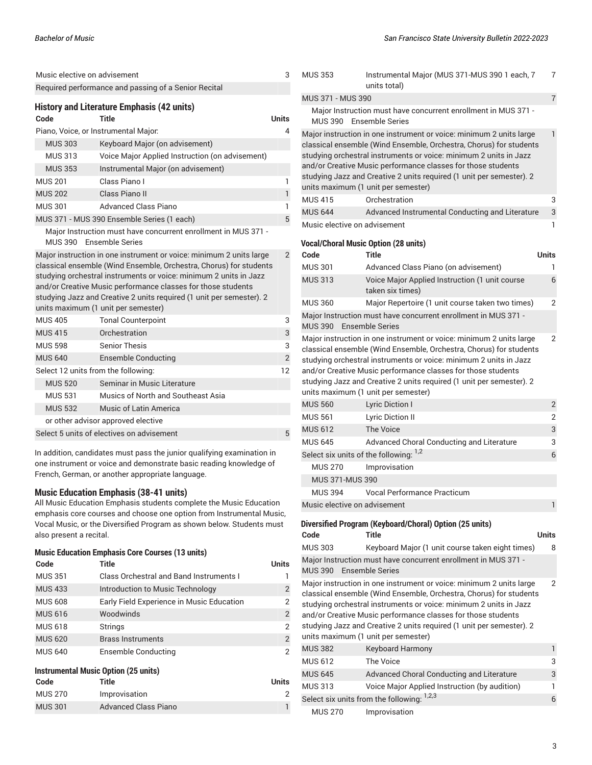| | | |
|---|---|---|
| Music elective on advisement | | 3 |
| Required performance and passing of a Senior Recital | | |

### History and Literature Emphasis (42 units)

| Code | Title | Units |
|---|---|---|
| Piano, Voice, or Instrumental Major: | | 4 |
| MUS 303 | Keyboard Major (on advisement) | |
| MUS 313 | Voice Major Applied Instruction (on advisement) | |
| MUS 353 | Instrumental Major (on advisement) | |
| MUS 201 | Class Piano I | 1 |
| MUS 202 | Class Piano II | 1 |
| MUS 301 | Advanced Class Piano | 1 |
| MUS 371 - MUS 390 Ensemble Series (1 each) | | 5 |
| Major Instruction must have concurrent enrollment in MUS 371 - MUS 390 Ensemble Series | | |
| Major instruction in one instrument or voice: minimum 2 units large classical ensemble (Wind Ensemble, Orchestra, Chorus) for students studying orchestral instruments or voice: minimum 2 units in Jazz and/or Creative Music performance classes for those students studying Jazz and Creative 2 units required (1 unit per semester). 2 units maximum (1 unit per semester) | | 2 |
| MUS 405 | Tonal Counterpoint | 3 |
| MUS 415 | Orchestration | 3 |
| MUS 598 | Senior Thesis | 3 |
| MUS 640 | Ensemble Conducting | 2 |
| Select 12 units from the following: | | 12 |
| MUS 520 | Seminar in Music Literature | |
| MUS 531 | Musics of North and Southeast Asia | |
| MUS 532 | Music of Latin America | |
| or other advisor approved elective | | |
| Select 5 units of electives on advisement | | 5 |

In addition, candidates must pass the junior qualifying examination in one instrument or voice and demonstrate basic reading knowledge of French, German, or another appropriate language.

### Music Education Emphasis (38-41 units)

All Music Education Emphasis students complete the Music Education emphasis core courses and choose one option from Instrumental Music, Vocal Music, or the Diversified Program as shown below. Students must also present a recital.

#### Music Education Emphasis Core Courses (13 units)

| Code | Title | Units |
|---|---|---|
| MUS 351 | Class Orchestral and Band Instruments I | 1 |
| MUS 433 | Introduction to Music Technology | 2 |
| MUS 608 | Early Field Experience in Music Education | 2 |
| MUS 616 | Woodwinds | 2 |
| MUS 618 | Strings | 2 |
| MUS 620 | Brass Instruments | 2 |
| MUS 640 | Ensemble Conducting | 2 |

#### Instrumental Music Option (25 units)

| Code | Title | Units |
|---|---|---|
| MUS 270 | Improvisation | 2 |
| MUS 301 | Advanced Class Piano | 1 |
| MUS 353 | Instrumental Major (MUS 371-MUS 390 1 each, 7 units total) | 7 |
| MUS 371 - MUS 390 | | 7 |
| Major Instruction must have concurrent enrollment in MUS 371 - MUS 390 Ensemble Series | | |
| Major instruction in one instrument or voice: minimum 2 units large classical ensemble (Wind Ensemble, Orchestra, Chorus) for students studying orchestral instruments or voice: minimum 2 units in Jazz and/or Creative Music performance classes for those students studying Jazz and Creative 2 units required (1 unit per semester). 2 units maximum (1 unit per semester) | | 1 |
| MUS 415 | Orchestration | 3 |
| MUS 644 | Advanced Instrumental Conducting and Literature | 3 |
| Music elective on advisement | | 1 |

#### Vocal/Choral Music Option (28 units)

| Code | Title | Units |
|---|---|---|
| MUS 301 | Advanced Class Piano (on advisement) | 1 |
| MUS 313 | Voice Major Applied Instruction (1 unit course taken six times) | 6 |
| MUS 360 | Major Repertoire (1 unit course taken two times) | 2 |
| Major Instruction must have concurrent enrollment in MUS 371 - MUS 390 Ensemble Series | | |
| Major instruction in one instrument or voice: minimum 2 units large classical ensemble (Wind Ensemble, Orchestra, Chorus) for students studying orchestral instruments or voice: minimum 2 units in Jazz and/or Creative Music performance classes for those students studying Jazz and Creative 2 units required (1 unit per semester). 2 units maximum (1 unit per semester) | | 2 |
| MUS 560 | Lyric Diction I | 2 |
| MUS 561 | Lyric Diction II | 2 |
| MUS 612 | The Voice | 3 |
| MUS 645 | Advanced Choral Conducting and Literature | 3 |
| Select six units of the following: [1,2] | | 6 |
| MUS 270 | Improvisation | |
| MUS 371-MUS 390 | | |
| MUS 394 | Vocal Performance Practicum | |
| Music elective on advisement | | 1 |

#### Diversified Program (Keyboard/Choral) Option (25 units)

| Code | Title | Units |
|---|---|---|
| MUS 303 | Keyboard Major (1 unit course taken eight times) | 8 |
| Major Instruction must have concurrent enrollment in MUS 371 - MUS 390 Ensemble Series | | |
| Major instruction in one instrument or voice: minimum 2 units large classical ensemble (Wind Ensemble, Orchestra, Chorus) for students studying orchestral instruments or voice: minimum 2 units in Jazz and/or Creative Music performance classes for those students studying Jazz and Creative 2 units required (1 unit per semester). 2 units maximum (1 unit per semester) | | 2 |
| MUS 382 | Keyboard Harmony | 1 |
| MUS 612 | The Voice | 3 |
| MUS 645 | Advanced Choral Conducting and Literature | 3 |
| MUS 313 | Voice Major Applied Instruction (by audition) | 1 |
| Select six units from the following: [1,2,3] | | 6 |
| MUS 270 | Improvisation | |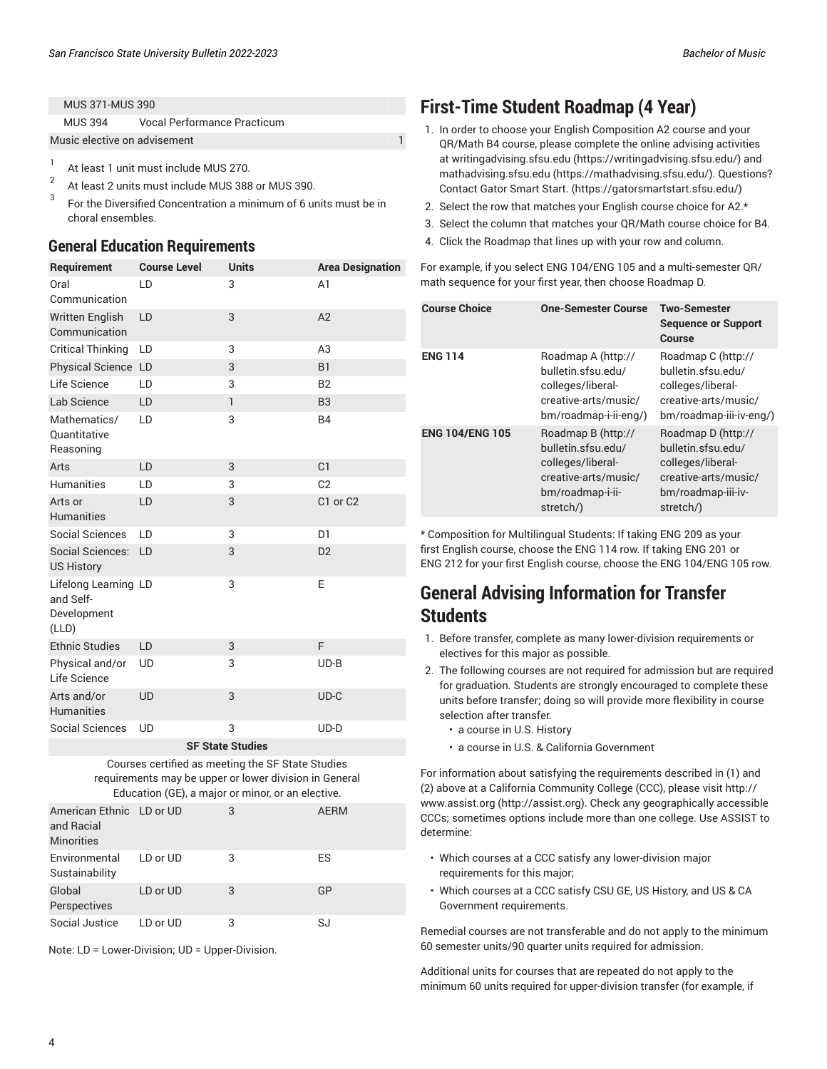| | | |
|---|---|---|
| MUS 371-MUS 390 | | |
| MUS 394 | Vocal Performance Practicum | |
| Music elective on advisement | | 1 |

[1] At least 1 unit must include MUS 270.

[2] At least 2 units must include MUS 388 or MUS 390.

[3] For the Diversified Concentration a minimum of 6 units must be in choral ensembles.

## General Education Requirements

| Requirement | Course Level | Units | Area Designation |
|---|---|---|---|
| Oral Communication | LD | 3 | A1 |
| Written English Communication | LD | 3 | A2 |
| Critical Thinking | LD | 3 | A3 |
| Physical Science | LD | 3 | B1 |
| Life Science | LD | 3 | B2 |
| Lab Science | LD | 1 | B3 |
| Mathematics/ Quantitative Reasoning | LD | 3 | B4 |
| Arts | LD | 3 | C1 |
| Humanities | LD | 3 | C2 |
| Arts or Humanities | LD | 3 | C1 or C2 |
| Social Sciences | LD | 3 | D1 |
| Social Sciences: US History | LD | 3 | D2 |
| Lifelong Learning and Self-Development (LLD) | LD | 3 | E |
| Ethnic Studies | LD | 3 | F |
| Physical and/or Life Science | UD | 3 | UD-B |
| Arts and/or Humanities | UD | 3 | UD-C |
| Social Sciences | UD | 3 | UD-D |
| **SF State Studies** | | | |
| Courses certified as meeting the SF State Studies requirements may be upper or lower division in General Education (GE), a major or minor, or an elective. | | | |
| American Ethnic and Racial Minorities | LD or UD | 3 | AERM |
| Environmental Sustainability | LD or UD | 3 | ES |
| Global Perspectives | LD or UD | 3 | GP |
| Social Justice | LD or UD | 3 | SJ |

Note: LD = Lower-Division; UD = Upper-Division.

## First-Time Student Roadmap (4 Year)

1. In order to choose your English Composition A2 course and your QR/Math B4 course, please complete the online advising activities at writingadvising.sfsu.edu (https://writingadvising.sfsu.edu/) and mathadvising.sfsu.edu (https://mathadvising.sfsu.edu/). Questions? Contact Gator Smart Start. (https://gatorsmartstart.sfsu.edu/)
2. Select the row that matches your English course choice for A2.*
3. Select the column that matches your QR/Math course choice for B4.
4. Click the Roadmap that lines up with your row and column.

For example, if you select ENG 104/ENG 105 and a multi-semester QR/ math sequence for your first year, then choose Roadmap D.

| Course Choice | One-Semester Course | Two-Semester Sequence or Support Course |
|---|---|---|
| **ENG 114** | Roadmap A (http://bulletin.sfsu.edu/colleges/liberal-creative-arts/music/bm/roadmap-i-ii-eng/) | Roadmap C (http://bulletin.sfsu.edu/colleges/liberal-creative-arts/music/bm/roadmap-iii-iv-eng/) |
| **ENG 104/ENG 105** | Roadmap B (http://bulletin.sfsu.edu/colleges/liberal-creative-arts/music/bm/roadmap-i-ii-stretch/) | Roadmap D (http://bulletin.sfsu.edu/colleges/liberal-creative-arts/music/bm/roadmap-iii-iv-stretch/) |

* Composition for Multilingual Students: If taking ENG 209 as your first English course, choose the ENG 114 row. If taking ENG 201 or ENG 212 for your first English course, choose the ENG 104/ENG 105 row.

## General Advising Information for Transfer Students

1. Before transfer, complete as many lower-division requirements or electives for this major as possible.
2. The following courses are not required for admission but are required for graduation. Students are strongly encouraged to complete these units before transfer; doing so will provide more flexibility in course selection after transfer.
   - a course in U.S. History
   - a course in U.S. & California Government

For information about satisfying the requirements described in (1) and (2) above at a California Community College (CCC), please visit http://www.assist.org (http://assist.org). Check any geographically accessible CCCs; sometimes options include more than one college. Use ASSIST to determine:

- Which courses at a CCC satisfy any lower-division major requirements for this major;
- Which courses at a CCC satisfy CSU GE, US History, and US & CA Government requirements.

Remedial courses are not transferable and do not apply to the minimum 60 semester units/90 quarter units required for admission.

Additional units for courses that are repeated do not apply to the minimum 60 units required for upper-division transfer (for example, if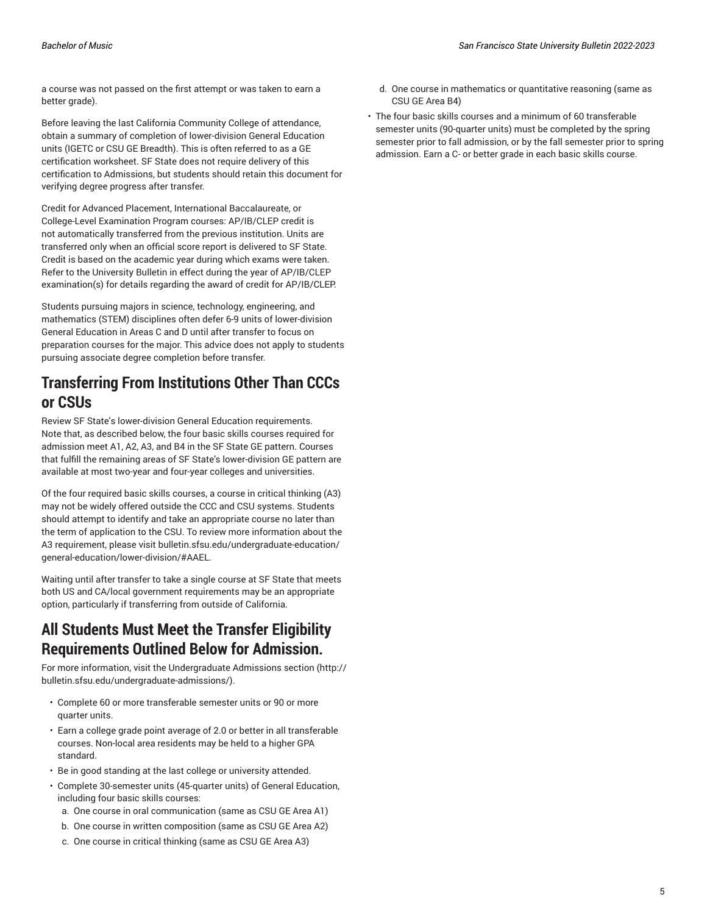a course was not passed on the first attempt or was taken to earn a better grade).

Before leaving the last California Community College of attendance, obtain a summary of completion of lower-division General Education units (IGETC or CSU GE Breadth). This is often referred to as a GE certification worksheet. SF State does not require delivery of this certification to Admissions, but students should retain this document for verifying degree progress after transfer.

Credit for Advanced Placement, International Baccalaureate, or College-Level Examination Program courses: AP/IB/CLEP credit is not automatically transferred from the previous institution. Units are transferred only when an official score report is delivered to SF State. Credit is based on the academic year during which exams were taken. Refer to the University Bulletin in effect during the year of AP/IB/CLEP examination(s) for details regarding the award of credit for AP/IB/CLEP.

Students pursuing majors in science, technology, engineering, and mathematics (STEM) disciplines often defer 6-9 units of lower-division General Education in Areas C and D until after transfer to focus on preparation courses for the major. This advice does not apply to students pursuing associate degree completion before transfer.

## Transferring From Institutions Other Than CCCs or CSUs

Review SF State's lower-division General Education requirements. Note that, as described below, the four basic skills courses required for admission meet A1, A2, A3, and B4 in the SF State GE pattern. Courses that fulfill the remaining areas of SF State's lower-division GE pattern are available at most two-year and four-year colleges and universities.

Of the four required basic skills courses, a course in critical thinking (A3) may not be widely offered outside the CCC and CSU systems. Students should attempt to identify and take an appropriate course no later than the term of application to the CSU. To review more information about the A3 requirement, please visit bulletin.sfsu.edu/undergraduate-education/general-education/lower-division/#AAEL.

Waiting until after transfer to take a single course at SF State that meets both US and CA/local government requirements may be an appropriate option, particularly if transferring from outside of California.

## All Students Must Meet the Transfer Eligibility Requirements Outlined Below for Admission.

For more information, visit the Undergraduate Admissions section (http://bulletin.sfsu.edu/undergraduate-admissions/).

- Complete 60 or more transferable semester units or 90 or more quarter units.
- Earn a college grade point average of 2.0 or better in all transferable courses. Non-local area residents may be held to a higher GPA standard.
- Be in good standing at the last college or university attended.
- Complete 30-semester units (45-quarter units) of General Education, including four basic skills courses:
  a. One course in oral communication (same as CSU GE Area A1)
  b. One course in written composition (same as CSU GE Area A2)
  c. One course in critical thinking (same as CSU GE Area A3)
  d. One course in mathematics or quantitative reasoning (same as CSU GE Area B4)
- The four basic skills courses and a minimum of 60 transferable semester units (90-quarter units) must be completed by the spring semester prior to fall admission, or by the fall semester prior to spring admission. Earn a C- or better grade in each basic skills course.